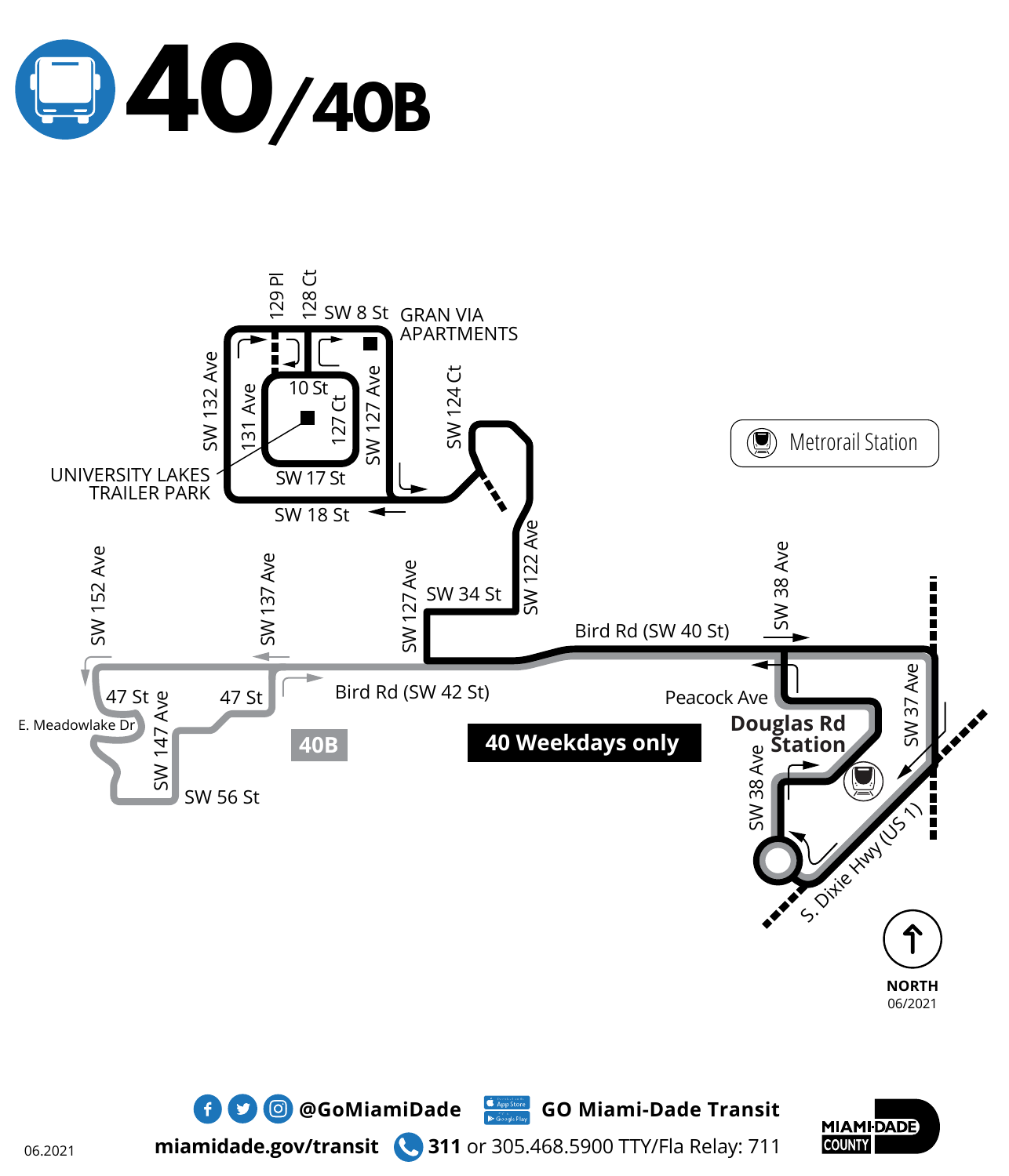# 40/40B

SW 8 St
GRAN VIA APARTMENTS
129 Pl
128 Ct
SW 132 Ave
131 Ave
10 St
127 Ct
SW 127 Ave
SW 124 Ct
UNIVERSITY LAKES TRAILER PARK
SW 17 St
SW 18 St

Metrorail Station

SW 152 Ave
SW 137 Ave
SW 127 Ave
SW 34 St
SW 122 Ave
Bird Rd (SW 40 St)
SW 38 Ave
47 St
47 St
E. Meadowlake Dr
SW 147 Ave
Bird Rd (SW 42 St)
Peacock Ave
SW 37 Ave
**Douglas Rd Station**
SW 56 St
**40B**
**40 Weekdays only**
SW 38 Ave
S. Dixie Hwy (US 1)

NORTH
06/2021

@GoMiamiDade
GO Miami-Dade Transit
miamidade.gov/transit
311 or 305.468.5900 TTY/Fla Relay: 711

MIAMI-DADE COUNTY

06.2021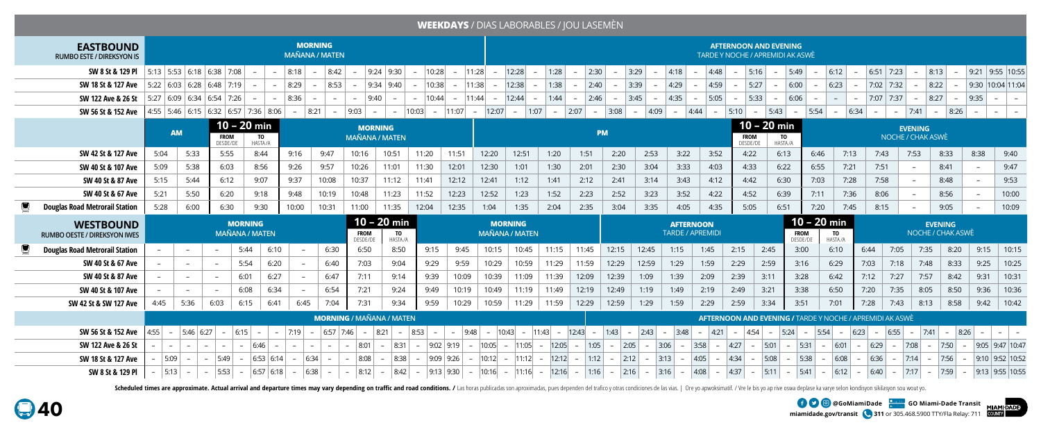## WEEKDAYS / DIAS LABORABLES / JOU LASEMÈN

| EASTBOUND RUMBO ESTE / DIREKSYON IS | | | | | | | | MORNING MAÑANA / MATEN | | | | | | | | | | | | | | | | | | | | | AFTERNOON AND EVENING TARDE Y NOCHE / APREMIDI AK ASWÈ | | | | | | | | | | | | | | | |
|---|---|---|---|---|---|---|---|---|---|---|---|---|---|---|---|---|---|---|---|---|---|---|---|---|---|---|---|---|---|---|---|---|---|---|---|---|---|---|---|---|---|---|---|---|
| **SW 8 St & 129 Pl** | 5:13 | 5:53 | 6:18 | 6:38 | 7:08 | – | – | 8:18 | – | 8:42 | – | 9:24 | 9:30 | – | 10:28 | – | 11:28 | – | 12:28 | – | 1:28 | – | 2:30 | – | 3:29 | – | 4:18 | – | 4:48 | – | 5:16 | – | 5:49 | – | 6:12 | – | 6:51 | 7:23 | – | 8:13 | – | 9:21 | 9:55 | 10:55 |
| **SW 18 St & 127 Ave** | 5:22 | 6:03 | 6:28 | 6:48 | 7:19 | – | – | 8:29 | – | 8:53 | – | 9:34 | 9:40 | – | 10:38 | – | 11:38 | – | 12:38 | – | 1:38 | – | 2:40 | – | 3:39 | – | 4:29 | – | 4:59 | – | 5:27 | – | 6:00 | – | 6:23 | – | 7:02 | 7:32 | – | 8:22 | – | 9:30 | 10:04 | 11:04 |
| **SW 122 Ave & 26 St** | 5:27 | 6:09 | 6:34 | 6:54 | 7:26 | – | – | 8:36 | – | – | – | 9:40 | – | – | 10:44 | – | 11:44 | – | 12:44 | – | 1:44 | – | 2:46 | – | 3:45 | – | 4:35 | – | 5:05 | – | 5:33 | – | 6:06 | – | – | – | 7:07 | 7:37 | – | 8:27 | – | 9:35 | – | – |
| **SW 56 St & 152 Ave** | 4:55 | 5:46 | 6:15 | 6:32 | 6:57 | 7:36 | 8:06 | – | 8:21 | – | 9:03 | – | – | 10:03 | – | 11:07 | – | 12:07 | – | 1:07 | – | 2:07 | – | 3:08 | – | 4:09 | – | 4:44 | – | 5:10 | – | 5:43 | – | 5:54 | – | 6:34 | – | – | 7:41 | – | 8:26 | – | – | – |

| | AM | | 10 – 20 min FROM DESDE/DE | TO HASTA/A | MORNING MAÑANA / MATEN | | | | | | | | PM | | | | | | | | | | 10 – 20 min FROM DESDE/DE | TO HASTA/A | EVENING NOCHE / CHAK ASWÈ | | | | | | | |
|---|---|---|---|---|---|---|---|---|---|---|---|---|---|---|---|---|---|---|---|---|---|---|---|---|---|---|---|---|---|---|---|---|
| **SW 42 St & 127 Ave** | 5:04 | 5:33 | 5:55 | 8:44 | 9:16 | 9:47 | 10:16 | 10:51 | 11:20 | 11:51 | 12:20 | 12:51 | 1:20 | 1:51 | 2:20 | 2:53 | 3:22 | 3:52 | 4:22 | 6:13 | 6:46 | 7:13 | 7:43 | 7:53 | 8:33 | 8:38 | 9:40 |
| **SW 40 St & 107 Ave** | 5:09 | 5:38 | 6:03 | 8:56 | 9:26 | 9:57 | 10:26 | 11:01 | 11:30 | 12:01 | 12:30 | 1:01 | 1:30 | 2:01 | 2:30 | 3:04 | 3:33 | 4:03 | 4:33 | 6:22 | 6:55 | 7:21 | 7:51 | – | 8:41 | – | 9:47 |
| **SW 40 St & 87 Ave** | 5:15 | 5:44 | 6:12 | 9:07 | 9:37 | 10:08 | 10:37 | 11:12 | 11:41 | 12:12 | 12:41 | 1:12 | 1:41 | 2:12 | 2:41 | 3:14 | 3:43 | 4:12 | 4:42 | 6:30 | 7:03 | 7:28 | 7:58 | – | 8:48 | – | 9:53 |
| **SW 40 St & 67 Ave** | 5:21 | 5:50 | 6:20 | 9:18 | 9:48 | 10:19 | 10:48 | 11:23 | 11:52 | 12:23 | 12:52 | 1:23 | 1:52 | 2:23 | 2:52 | 3:23 | 3:52 | 4:22 | 4:52 | 6:39 | 7:11 | 7:36 | 8:06 | – | 8:56 | – | 10:00 |
| **Douglas Road Metrorail Station** | 5:28 | 6:00 | 6:30 | 9:30 | 10:00 | 10:31 | 11:00 | 11:35 | 12:04 | 12:35 | 1:04 | 1:35 | 2:04 | 2:35 | 3:04 | 3:35 | 4:05 | 4:35 | 5:05 | 6:51 | 7:20 | 7:45 | 8:15 | – | 9:05 | – | 10:09 |

| WESTBOUND RUMBO OESTE / DIREKSYON IWES | MORNING MAÑANA / MATEN | | | | | | | 10 – 20 min FROM DESDE/DE | TO HASTA/A | | | MORNING MAÑANA / MATEN | | | | AFTERNOON TARDE / APREMIDI | | | | | | 10 – 20 min FROM DESDE/DE | TO HASTA/A | EVENING NOCHE / CHAK ASWÈ | | | | | |
|---|---|---|---|---|---|---|---|---|---|---|---|---|---|---|---|---|---|---|---|---|---|---|---|---|---|---|---|---|---|
| **Douglas Road Metrorail Station** | – | – | – | 5:44 | 6:10 | – | 6:30 | 6:50 | 8:50 | 9:15 | 9:45 | 10:15 | 10:45 | 11:15 | 11:45 | 12:15 | 12:45 | 1:15 | 1:45 | 2:15 | 2:45 | 3:00 | 6:10 | 6:44 | 7:05 | 7:35 | 8:20 | 9:15 | 10:15 |
| **SW 40 St & 67 Ave** | – | – | – | 5:54 | 6:20 | – | 6:40 | 7:03 | 9:04 | 9:29 | 9:59 | 10:29 | 10:59 | 11:29 | 11:59 | 12:29 | 12:59 | 1:29 | 1:59 | 2:29 | 2:59 | 3:16 | 6:29 | 7:03 | 7:18 | 7:48 | 8:33 | 9:25 | 10:25 |
| **SW 40 St & 87 Ave** | – | – | – | 6:01 | 6:27 | – | 6:47 | 7:11 | 9:14 | 9:39 | 10:09 | 10:39 | 11:09 | 11:39 | 12:09 | 12:39 | 1:09 | 1:39 | 2:09 | 2:39 | 3:11 | 3:28 | 6:42 | 7:12 | 7:27 | 7:57 | 8:42 | 9:31 | 10:31 |
| **SW 40 St & 107 Ave** | – | – | – | 6:08 | 6:34 | – | 6:54 | 7:21 | 9:24 | 9:49 | 10:19 | 10:49 | 11:19 | 11:49 | 12:19 | 12:49 | 1:19 | 1:49 | 2:19 | 2:49 | 3:21 | 3:38 | 6:50 | 7:20 | 7:35 | 8:05 | 8:50 | 9:36 | 10:36 |
| **SW 42 St & SW 127 Ave** | 4:45 | 5:36 | 6:03 | 6:15 | 6:41 | 6:45 | 7:04 | 7:31 | 9:34 | 9:59 | 10:29 | 10:59 | 11:29 | 11:59 | 12:29 | 12:59 | 1:29 | 1:59 | 2:29 | 2:59 | 3:34 | 3:51 | 7:01 | 7:28 | 7:43 | 8:13 | 8:58 | 9:42 | 10:42 |

| | | | | | | | | | MORNING / MAÑANA / MATEN | | | | | | | | | | | | | | | | | | | | | | AFTERNOON AND EVENING / TARDE Y NOCHE / APREMIDI AK ASWÈ | | | | | | | | | | | | | | | | | | | |
|---|---|---|---|---|---|---|---|---|---|---|---|---|---|---|---|---|---|---|---|---|---|---|---|---|---|---|---|---|---|---|---|---|---|---|---|---|---|---|---|---|---|---|---|---|---|---|---|---|---|---|
| **SW 56 St & 152 Ave** | 4:55 | – | 5:46 | 6:27 | – | 6:15 | – | – | 7:19 | – | 6:57 | 7:46 | – | 8:21 | – | 8:53 | – | – | 9:48 | – | 10:43 | – | 11:43 | – | 12:43 | – | 1:43 | – | 2:43 | – | 3:48 | – | 4:21 | – | 4:54 | – | 5:24 | – | 5:54 | – | 6:23 | – | 6:55 | – | 7:41 | – | 8:26 | – | – | – |
| **SW 122 Ave & 26 St** | – | – | – | – | – | – | 6:46 | – | – | – | – | – | 8:01 | – | 8:31 | – | 9:02 | 9:19 | – | 10:05 | – | 11:05 | – | 12:05 | – | 1:05 | – | 2:05 | – | 3:06 | – | 3:58 | – | 4:27 | – | 5:01 | – | 5:31 | – | 6:01 | – | 6:29 | – | 7:08 | – | 7:50 | – | 9:05 | 9:47 | 10:47 |
| **SW 18 St & 127 Ave** | – | 5:09 | – | – | 5:49 | – | 6:53 | 6:14 | – | 6:34 | – | – | 8:08 | – | 8:38 | – | 9:09 | 9:26 | – | 10:12 | – | 11:12 | – | 12:12 | – | 1:12 | – | 2:12 | – | 3:13 | – | 4:05 | – | 4:34 | – | 5:08 | – | 5:38 | – | 6:08 | – | 6:36 | – | 7:14 | – | 7:56 | – | 9:10 | 9:52 | 10:52 |
| **SW 8 St & 129 Pl** | – | 5:13 | – | – | 5:53 | – | 6:57 | 6:18 | – | 6:38 | – | – | 8:12 | – | 8:42 | – | 9:13 | 9:30 | – | 10:16 | – | 11:16 | – | 12:16 | – | 1:16 | – | 2:16 | – | 3:16 | – | 4:08 | – | 4:37 | – | 5:11 | – | 5:41 | – | 6:12 | – | 6:40 | – | 7:17 | – | 7:59 | – | 9:13 | 9:55 | 10:55 |

**Scheduled times are approximate. Actual arrival and departure times may vary depending on traffic and road conditions.** / Las horas publicadas son aproximadas, pues dependen del trafico y otras condiciones de las vias. | Ore yo apwoksimatif. / Vre le bis yo ap rive oswa deplase ka varye selon kondisyon sikilasyon sou wout yo.

@GoMiamiDade GO Miami-Dade Transit

miamidade.gov/transit 311 or 305.468.5900 TTY/Fla Relay: 711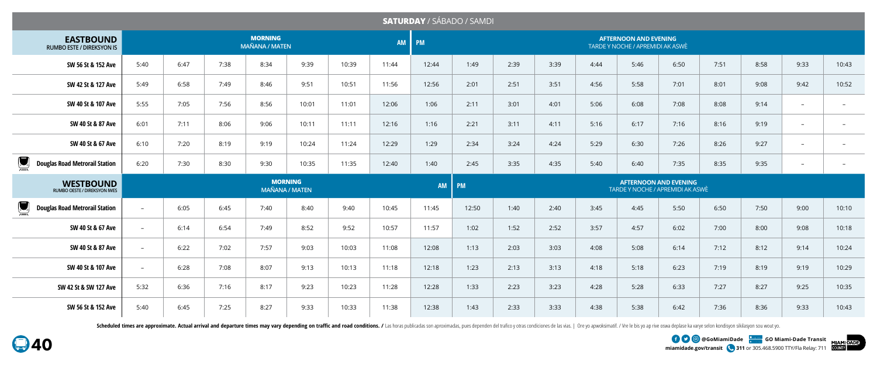# SATURDAY / SÁBADO / SAMDI

| EASTBOUND RUMBO ESTE / DIREKSYON IS | MORNING MAÑANA / MATEN | | | | | | AM | PM | AFTERNOON AND EVENING TARDE Y NOCHE / APREMIDI AK ASWÈ | | | | | | | | | |
|---|---|---|---|---|---|---|---|---|---|---|---|---|---|---|---|---|---|---|
| SW 56 St & 152 Ave | 5:40 | 6:47 | 7:38 | 8:34 | 9:39 | 10:39 | 11:44 | 12:44 | 1:49 | 2:39 | 3:39 | 4:44 | 5:46 | 6:50 | 7:51 | 8:58 | 9:33 | 10:43 |
| SW 42 St & 127 Ave | 5:49 | 6:58 | 7:49 | 8:46 | 9:51 | 10:51 | 11:56 | 12:56 | 2:01 | 2:51 | 3:51 | 4:56 | 5:58 | 7:01 | 8:01 | 9:08 | 9:42 | 10:52 |
| SW 40 St & 107 Ave | 5:55 | 7:05 | 7:56 | 8:56 | 10:01 | 11:01 | 12:06 | 1:06 | 2:11 | 3:01 | 4:01 | 5:06 | 6:08 | 7:08 | 8:08 | 9:14 | – | – |
| SW 40 St & 87 Ave | 6:01 | 7:11 | 8:06 | 9:06 | 10:11 | 11:11 | 12:16 | 1:16 | 2:21 | 3:11 | 4:11 | 5:16 | 6:17 | 7:16 | 8:16 | 9:19 | – | – |
| SW 40 St & 67 Ave | 6:10 | 7:20 | 8:19 | 9:19 | 10:24 | 11:24 | 12:29 | 1:29 | 2:34 | 3:24 | 4:24 | 5:29 | 6:30 | 7:26 | 8:26 | 9:27 | – | – |
| Douglas Road Metrorail Station | 6:20 | 7:30 | 8:30 | 9:30 | 10:35 | 11:35 | 12:40 | 1:40 | 2:45 | 3:35 | 4:35 | 5:40 | 6:40 | 7:35 | 8:35 | 9:35 | – | – |

| WESTBOUND RUMBO OESTE / DIREKSYON IWES | MORNING MAÑANA / MATEN | | | | | | | AM | PM | AFTERNOON AND EVENING TARDE Y NOCHE / APREMIDI AK ASWÈ | | | | | | | | |
|---|---|---|---|---|---|---|---|---|---|---|---|---|---|---|---|---|---|---|
| Douglas Road Metrorail Station | – | 6:05 | 6:45 | 7:40 | 8:40 | 9:40 | 10:45 | 11:45 | 12:50 | 1:40 | 2:40 | 3:45 | 4:45 | 5:50 | 6:50 | 7:50 | 9:00 | 10:10 |
| SW 40 St & 67 Ave | – | 6:14 | 6:54 | 7:49 | 8:52 | 9:52 | 10:57 | 11:57 | 1:02 | 1:52 | 2:52 | 3:57 | 4:57 | 6:02 | 7:00 | 8:00 | 9:08 | 10:18 |
| SW 40 St & 87 Ave | – | 6:22 | 7:02 | 7:57 | 9:03 | 10:03 | 11:08 | 12:08 | 1:13 | 2:03 | 3:03 | 4:08 | 5:08 | 6:14 | 7:12 | 8:12 | 9:14 | 10:24 |
| SW 40 St & 107 Ave | – | 6:28 | 7:08 | 8:07 | 9:13 | 10:13 | 11:18 | 12:18 | 1:23 | 2:13 | 3:13 | 4:18 | 5:18 | 6:23 | 7:19 | 8:19 | 9:19 | 10:29 |
| SW 42 St & SW 127 Ave | 5:32 | 6:36 | 7:16 | 8:17 | 9:23 | 10:23 | 11:28 | 12:28 | 1:33 | 2:23 | 3:23 | 4:28 | 5:28 | 6:33 | 7:27 | 8:27 | 9:25 | 10:35 |
| SW 56 St & 152 Ave | 5:40 | 6:45 | 7:25 | 8:27 | 9:33 | 10:33 | 11:38 | 12:38 | 1:43 | 2:33 | 3:33 | 4:38 | 5:38 | 6:42 | 7:36 | 8:36 | 9:33 | 10:43 |

**Scheduled times are approximate. Actual arrival and departure times may vary depending on traffic and road conditions.** / Las horas publicadas son aproximadas, pues dependen del trafico y otras condiciones de las vias. | Ore yo apwoksimatif. / Vre lè bis yo ap rive oswa deplase ka varye selon kondisyon sikilasyon sou wout yo.

**40**

@GoMiamiDade GO Miami-Dade Transit

miamidade.gov/transit 311 or 305.468.5900 TTY/Fla Relay: 711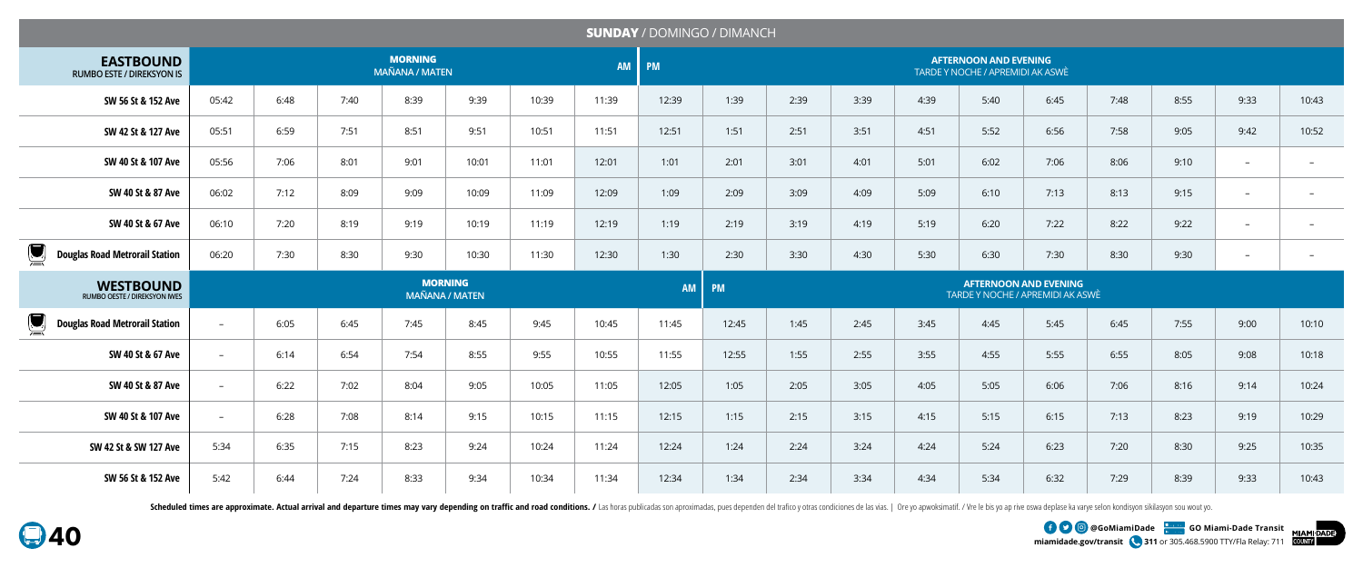## SUNDAY / DOMINGO / DIMANCH

| EASTBOUND RUMBO ESTE / DIREKSYON IS | MORNING MAÑANA / MATEN | | | | | | AM | PM | AFTERNOON AND EVENING TARDE Y NOCHE / APREMIDI AK ASWÈ | | | | | | | | | |
|---|---|---|---|---|---|---|---|---|---|---|---|---|---|---|---|---|---|---|
| SW 56 St & 152 Ave | 05:42 | 6:48 | 7:40 | 8:39 | 9:39 | 10:39 | 11:39 | 12:39 | 1:39 | 2:39 | 3:39 | 4:39 | 5:40 | 6:45 | 7:48 | 8:55 | 9:33 | 10:43 |
| SW 42 St & 127 Ave | 05:51 | 6:59 | 7:51 | 8:51 | 9:51 | 10:51 | 11:51 | 12:51 | 1:51 | 2:51 | 3:51 | 4:51 | 5:52 | 6:56 | 7:58 | 9:05 | 9:42 | 10:52 |
| SW 40 St & 107 Ave | 05:56 | 7:06 | 8:01 | 9:01 | 10:01 | 11:01 | 12:01 | 1:01 | 2:01 | 3:01 | 4:01 | 5:01 | 6:02 | 7:06 | 8:06 | 9:10 | – | – |
| SW 40 St & 87 Ave | 06:02 | 7:12 | 8:09 | 9:09 | 10:09 | 11:09 | 12:09 | 1:09 | 2:09 | 3:09 | 4:09 | 5:09 | 6:10 | 7:13 | 8:13 | 9:15 | – | – |
| SW 40 St & 67 Ave | 06:10 | 7:20 | 8:19 | 9:19 | 10:19 | 11:19 | 12:19 | 1:19 | 2:19 | 3:19 | 4:19 | 5:19 | 6:20 | 7:22 | 8:22 | 9:22 | – | – |
| Douglas Road Metrorail Station | 06:20 | 7:30 | 8:30 | 9:30 | 10:30 | 11:30 | 12:30 | 1:30 | 2:30 | 3:30 | 4:30 | 5:30 | 6:30 | 7:30 | 8:30 | 9:30 | – | – |

| WESTBOUND RUMBO OESTE / DIREKSYON IWES | MORNING MAÑANA / MATEN | | | | | | | AM | PM | AFTERNOON AND EVENING TARDE Y NOCHE / APREMIDI AK ASWÈ | | | | | | | | |
|---|---|---|---|---|---|---|---|---|---|---|---|---|---|---|---|---|---|---|
| Douglas Road Metrorail Station | – | 6:05 | 6:45 | 7:45 | 8:45 | 9:45 | 10:45 | 11:45 | 12:45 | 1:45 | 2:45 | 3:45 | 4:45 | 5:45 | 6:45 | 7:55 | 9:00 | 10:10 |
| SW 40 St & 67 Ave | – | 6:14 | 6:54 | 7:54 | 8:55 | 9:55 | 10:55 | 11:55 | 12:55 | 1:55 | 2:55 | 3:55 | 4:55 | 5:55 | 6:55 | 8:05 | 9:08 | 10:18 |
| SW 40 St & 87 Ave | – | 6:22 | 7:02 | 8:04 | 9:05 | 10:05 | 11:05 | 12:05 | 1:05 | 2:05 | 3:05 | 4:05 | 5:05 | 6:06 | 7:06 | 8:16 | 9:14 | 10:24 |
| SW 40 St & 107 Ave | – | 6:28 | 7:08 | 8:14 | 9:15 | 10:15 | 11:15 | 12:15 | 1:15 | 2:15 | 3:15 | 4:15 | 5:15 | 6:15 | 7:13 | 8:23 | 9:19 | 10:29 |
| SW 42 St & SW 127 Ave | 5:34 | 6:35 | 7:15 | 8:23 | 9:24 | 10:24 | 11:24 | 12:24 | 1:24 | 2:24 | 3:24 | 4:24 | 5:24 | 6:23 | 7:20 | 8:30 | 9:25 | 10:35 |
| SW 56 St & 152 Ave | 5:42 | 6:44 | 7:24 | 8:33 | 9:34 | 10:34 | 11:34 | 12:34 | 1:34 | 2:34 | 3:34 | 4:34 | 5:34 | 6:32 | 7:29 | 8:39 | 9:33 | 10:43 |

**Scheduled times are approximate. Actual arrival and departure times may vary depending on traffic and road conditions.** / Las horas publicadas son aproximadas, pues dependen del trafico y otras condiciones de las vias. | Ore yo apwoksimatif. / Vre lè bis yo ap rive oswa deplase ka varye selon kondisyon sikilasyon sou wout yo.

**40**

@GoMiamiDade GO Miami-Dade Transit
miamidade.gov/transit 311 or 305.468.5900 TTY/Fla Relay: 711